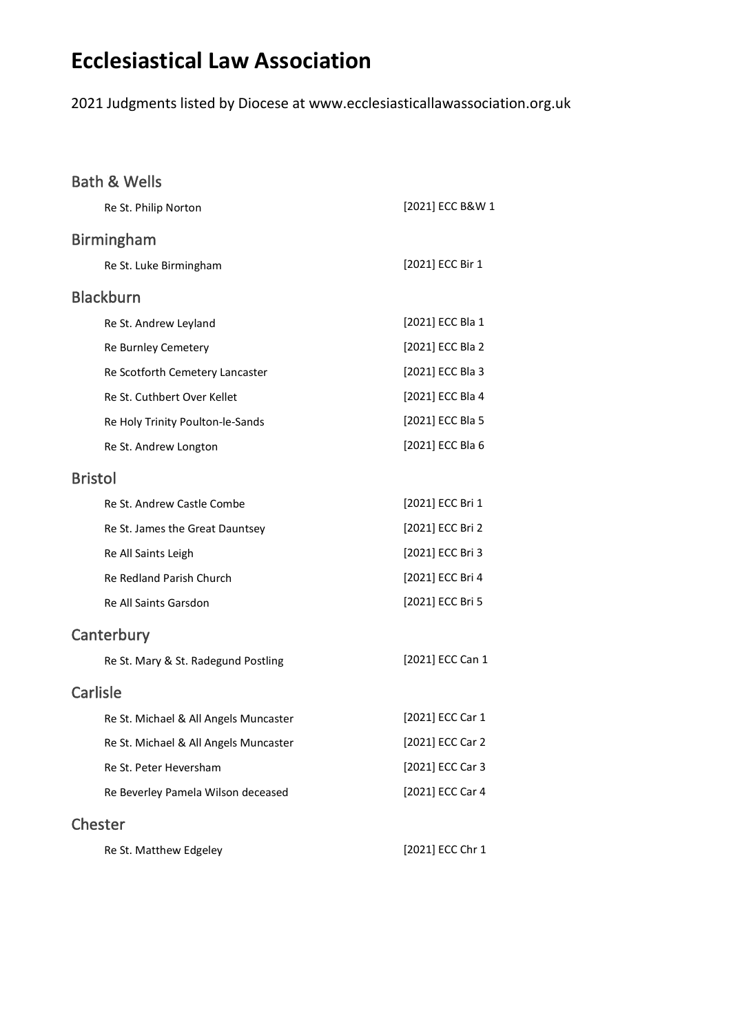# Ecclesiastical Law Association

2021 Judgments listed by Diocese at www.ecclesiasticallawassociation.org.uk

## Bath & Wells

| | |
|---|---|
| Re St. Philip Norton | [2021] ECC B&W 1 |

## Birmingham

| | |
|---|---|
| Re St. Luke Birmingham | [2021] ECC Bir 1 |

## Blackburn

| | |
|---|---|
| Re St. Andrew Leyland | [2021] ECC Bla 1 |
| Re Burnley Cemetery | [2021] ECC Bla 2 |
| Re Scotforth Cemetery Lancaster | [2021] ECC Bla 3 |
| Re St. Cuthbert Over Kellet | [2021] ECC Bla 4 |
| Re Holy Trinity Poulton-le-Sands | [2021] ECC Bla 5 |
| Re St. Andrew Longton | [2021] ECC Bla 6 |

## Bristol

| | |
|---|---|
| Re St. Andrew Castle Combe | [2021] ECC Bri 1 |
| Re St. James the Great Dauntsey | [2021] ECC Bri 2 |
| Re All Saints Leigh | [2021] ECC Bri 3 |
| Re Redland Parish Church | [2021] ECC Bri 4 |
| Re All Saints Garsdon | [2021] ECC Bri 5 |

## Canterbury

| | |
|---|---|
| Re St. Mary & St. Radegund Postling | [2021] ECC Can 1 |

## Carlisle

| | |
|---|---|
| Re St. Michael & All Angels Muncaster | [2021] ECC Car 1 |
| Re St. Michael & All Angels Muncaster | [2021] ECC Car 2 |
| Re St. Peter Heversham | [2021] ECC Car 3 |
| Re Beverley Pamela Wilson deceased | [2021] ECC Car 4 |

## Chester

| | |
|---|---|
| Re St. Matthew Edgeley | [2021] ECC Chr 1 |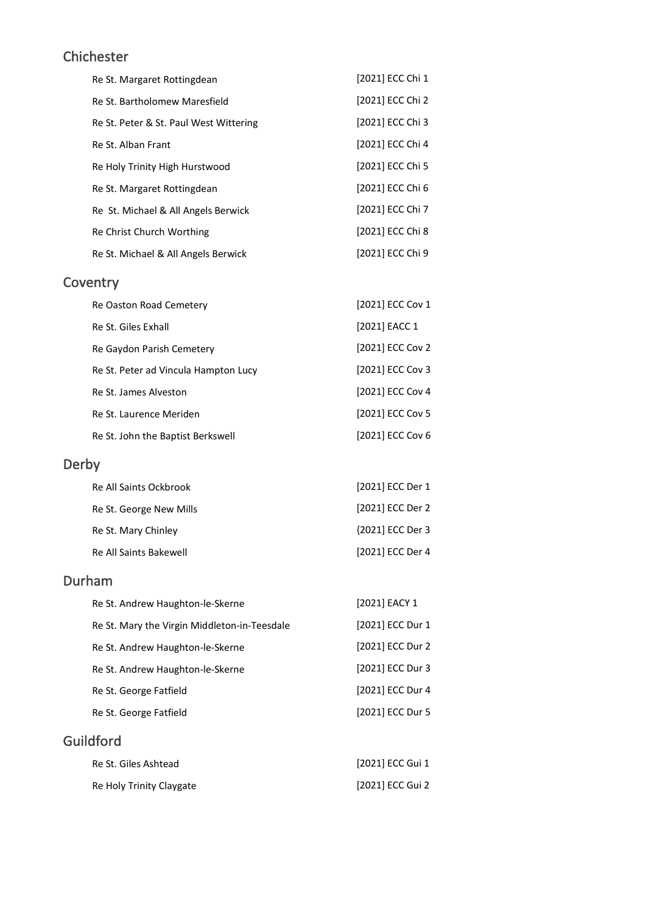## Chichester

| | |
|---|---|
| Re St. Margaret Rottingdean | [2021] ECC Chi 1 |
| Re St. Bartholomew Maresfield | [2021] ECC Chi 2 |
| Re St. Peter & St. Paul West Wittering | [2021] ECC Chi 3 |
| Re St. Alban Frant | [2021] ECC Chi 4 |
| Re Holy Trinity High Hurstwood | [2021] ECC Chi 5 |
| Re St. Margaret Rottingdean | [2021] ECC Chi 6 |
| Re St. Michael & All Angels Berwick | [2021] ECC Chi 7 |
| Re Christ Church Worthing | [2021] ECC Chi 8 |
| Re St. Michael & All Angels Berwick | [2021] ECC Chi 9 |

## Coventry

| | |
|---|---|
| Re Oaston Road Cemetery | [2021] ECC Cov 1 |
| Re St. Giles Exhall | [2021] EACC 1 |
| Re Gaydon Parish Cemetery | [2021] ECC Cov 2 |
| Re St. Peter ad Vincula Hampton Lucy | [2021] ECC Cov 3 |
| Re St. James Alveston | [2021] ECC Cov 4 |
| Re St. Laurence Meriden | [2021] ECC Cov 5 |
| Re St. John the Baptist Berkswell | [2021] ECC Cov 6 |

## Derby

| | |
|---|---|
| Re All Saints Ockbrook | [2021] ECC Der 1 |
| Re St. George New Mills | [2021] ECC Der 2 |
| Re St. Mary Chinley | {2021] ECC Der 3 |
| Re All Saints Bakewell | [2021] ECC Der 4 |

## Durham

| | |
|---|---|
| Re St. Andrew Haughton-le-Skerne | [2021] EACY 1 |
| Re St. Mary the Virgin Middleton-in-Teesdale | [2021] ECC Dur 1 |
| Re St. Andrew Haughton-le-Skerne | [2021] ECC Dur 2 |
| Re St. Andrew Haughton-le-Skerne | [2021] ECC Dur 3 |
| Re St. George Fatfield | [2021] ECC Dur 4 |
| Re St. George Fatfield | [2021] ECC Dur 5 |

## Guildford

| | |
|---|---|
| Re St. Giles Ashtead | [2021] ECC Gui 1 |
| Re Holy Trinity Claygate | [2021] ECC Gui 2 |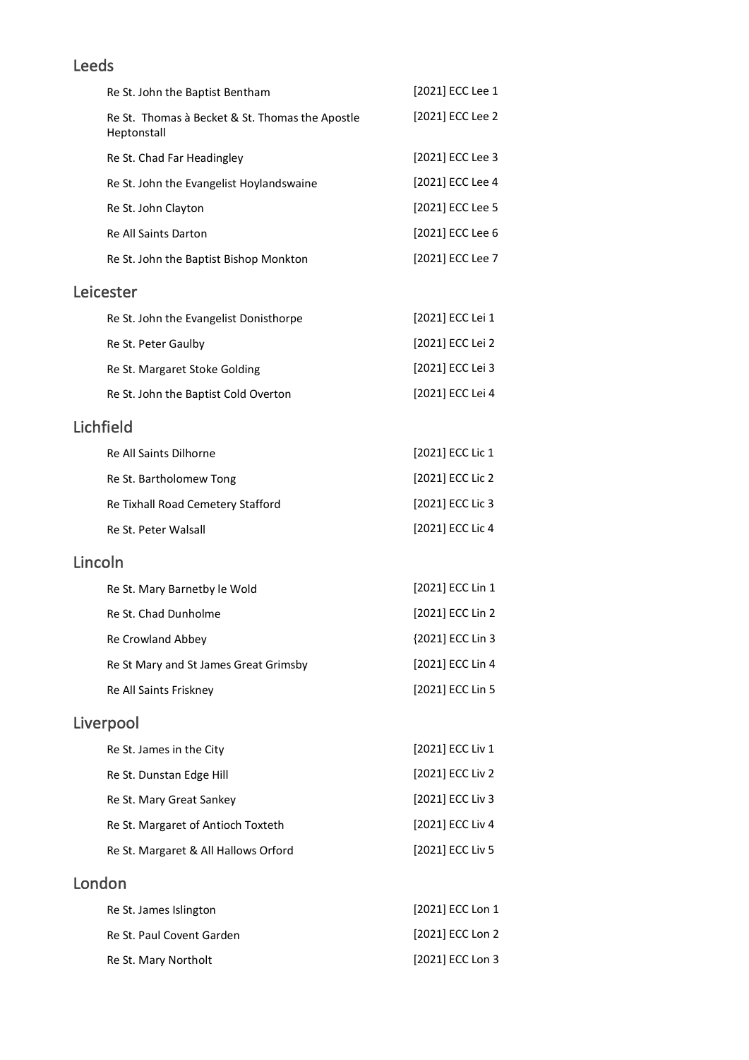## Leeds

| | |
|---|---|
| Re St. John the Baptist Bentham | [2021] ECC Lee 1 |
| Re St.  Thomas à Becket & St. Thomas the Apostle Heptonstall | [2021] ECC Lee 2 |
| Re St. Chad Far Headingley | [2021] ECC Lee 3 |
| Re St. John the Evangelist Hoylandswaine | [2021] ECC Lee 4 |
| Re St. John Clayton | [2021] ECC Lee 5 |
| Re All Saints Darton | [2021] ECC Lee 6 |
| Re St. John the Baptist Bishop Monkton | [2021] ECC Lee 7 |

## Leicester

| | |
|---|---|
| Re St. John the Evangelist Donisthorpe | [2021] ECC Lei 1 |
| Re St. Peter Gaulby | [2021] ECC Lei 2 |
| Re St. Margaret Stoke Golding | [2021] ECC Lei 3 |
| Re St. John the Baptist Cold Overton | [2021] ECC Lei 4 |

## Lichfield

| | |
|---|---|
| Re All Saints Dilhorne | [2021] ECC Lic 1 |
| Re St. Bartholomew Tong | [2021] ECC Lic 2 |
| Re Tixhall Road Cemetery Stafford | [2021] ECC Lic 3 |
| Re St. Peter Walsall | [2021] ECC Lic 4 |

## Lincoln

| | |
|---|---|
| Re St. Mary Barnetby le Wold | [2021] ECC Lin 1 |
| Re St. Chad Dunholme | [2021] ECC Lin 2 |
| Re Crowland Abbey | {2021] ECC Lin 3 |
| Re St Mary and St James Great Grimsby | [2021] ECC Lin 4 |
| Re All Saints Friskney | [2021] ECC Lin 5 |

## Liverpool

| | |
|---|---|
| Re St. James in the City | [2021] ECC Liv 1 |
| Re St. Dunstan Edge Hill | [2021] ECC Liv 2 |
| Re St. Mary Great Sankey | [2021] ECC Liv 3 |
| Re St. Margaret of Antioch Toxteth | [2021] ECC Liv 4 |
| Re St. Margaret & All Hallows Orford | [2021] ECC Liv 5 |

## London

| | |
|---|---|
| Re St. James Islington | [2021] ECC Lon 1 |
| Re St. Paul Covent Garden | [2021] ECC Lon 2 |
| Re St. Mary Northolt | [2021] ECC Lon 3 |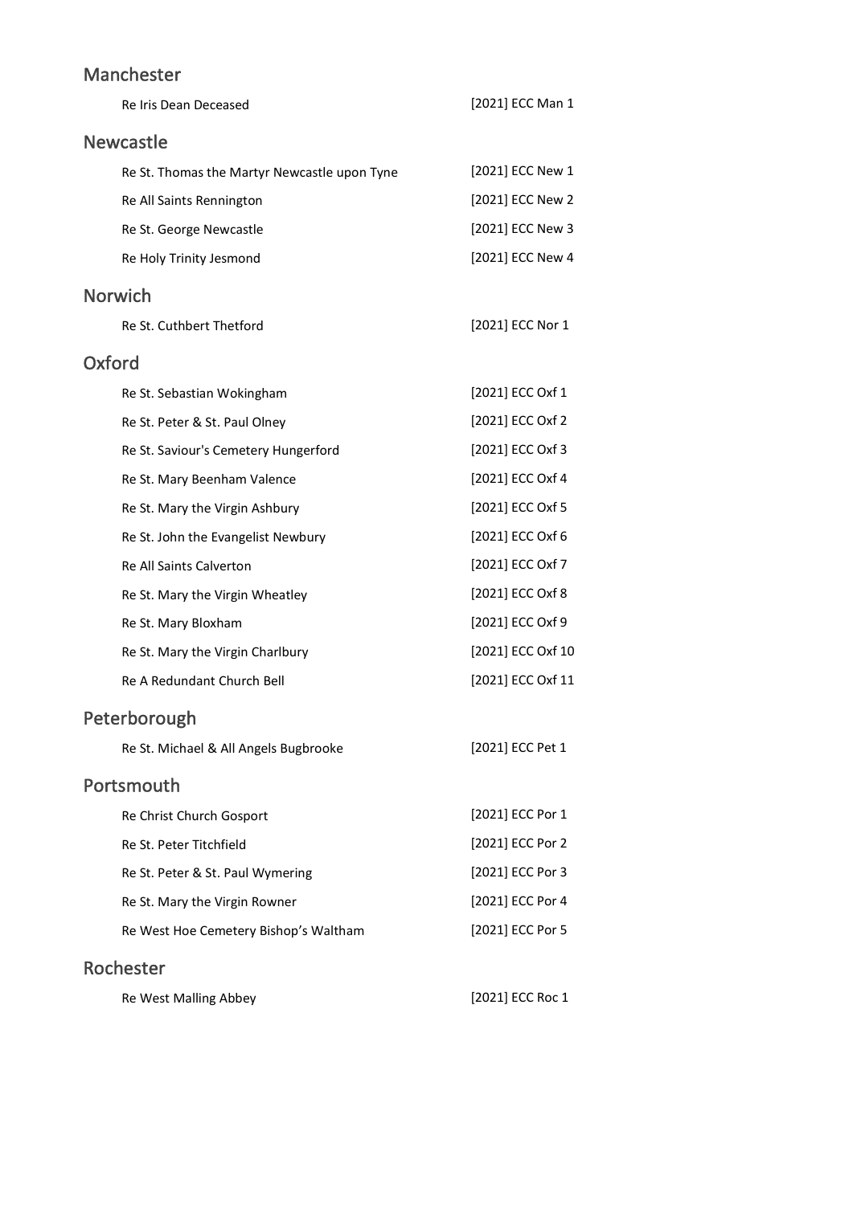## Manchester

| | |
|---|---|
| Re Iris Dean Deceased | [2021] ECC Man 1 |

## Newcastle

| | |
|---|---|
| Re St. Thomas the Martyr Newcastle upon Tyne | [2021] ECC New 1 |
| Re All Saints Rennington | [2021] ECC New 2 |
| Re St. George Newcastle | [2021] ECC New 3 |
| Re Holy Trinity Jesmond | [2021] ECC New 4 |

## Norwich

| | |
|---|---|
| Re St. Cuthbert Thetford | [2021] ECC Nor 1 |

## Oxford

| | |
|---|---|
| Re St. Sebastian Wokingham | [2021] ECC Oxf 1 |
| Re St. Peter & St. Paul Olney | [2021] ECC Oxf 2 |
| Re St. Saviour's Cemetery Hungerford | [2021] ECC Oxf 3 |
| Re St. Mary Beenham Valence | [2021] ECC Oxf 4 |
| Re St. Mary the Virgin Ashbury | [2021] ECC Oxf 5 |
| Re St. John the Evangelist Newbury | [2021] ECC Oxf 6 |
| Re All Saints Calverton | [2021] ECC Oxf 7 |
| Re St. Mary the Virgin Wheatley | [2021] ECC Oxf 8 |
| Re St. Mary Bloxham | [2021] ECC Oxf 9 |
| Re St. Mary the Virgin Charlbury | [2021] ECC Oxf 10 |
| Re A Redundant Church Bell | [2021] ECC Oxf 11 |

## Peterborough

| | |
|---|---|
| Re St. Michael & All Angels Bugbrooke | [2021] ECC Pet 1 |

## Portsmouth

| | |
|---|---|
| Re Christ Church Gosport | [2021] ECC Por 1 |
| Re St. Peter Titchfield | [2021] ECC Por 2 |
| Re St. Peter & St. Paul Wymering | [2021] ECC Por 3 |
| Re St. Mary the Virgin Rowner | [2021] ECC Por 4 |
| Re West Hoe Cemetery Bishop's Waltham | [2021] ECC Por 5 |

## Rochester

| | |
|---|---|
| Re West Malling Abbey | [2021] ECC Roc 1 |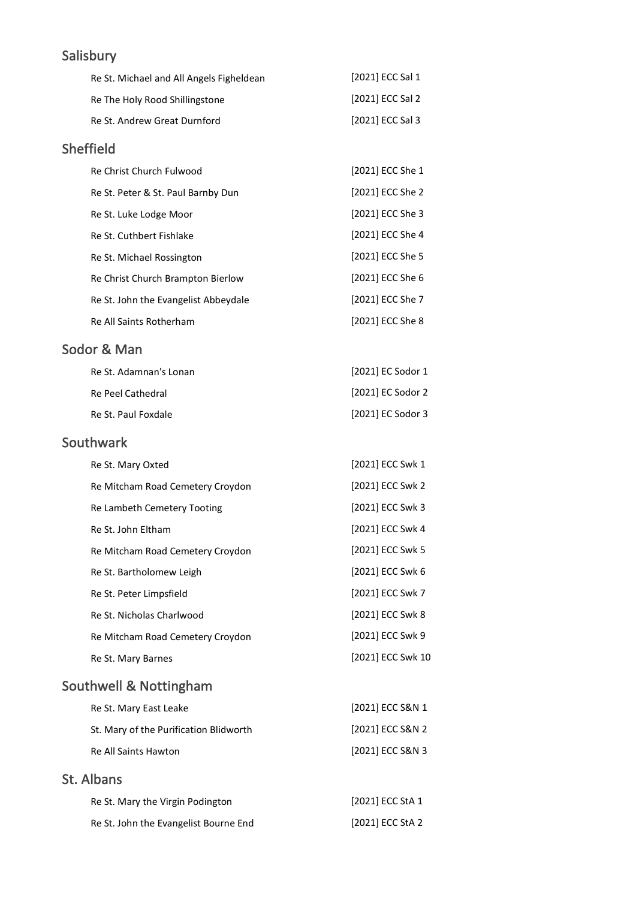## Salisbury

| | |
|---|---|
| Re St. Michael and All Angels Figheldean | [2021] ECC Sal 1 |
| Re The Holy Rood Shillingstone | [2021] ECC Sal 2 |
| Re St. Andrew Great Durnford | [2021] ECC Sal 3 |

## Sheffield

| | |
|---|---|
| Re Christ Church Fulwood | [2021] ECC She 1 |
| Re St. Peter & St. Paul Barnby Dun | [2021] ECC She 2 |
| Re St. Luke Lodge Moor | [2021] ECC She 3 |
| Re St. Cuthbert Fishlake | [2021] ECC She 4 |
| Re St. Michael Rossington | [2021] ECC She 5 |
| Re Christ Church Brampton Bierlow | [2021] ECC She 6 |
| Re St. John the Evangelist Abbeydale | [2021] ECC She 7 |
| Re All Saints Rotherham | [2021] ECC She 8 |

## Sodor & Man

| | |
|---|---|
| Re St. Adamnan's Lonan | [2021] EC Sodor 1 |
| Re Peel Cathedral | [2021] EC Sodor 2 |
| Re St. Paul Foxdale | [2021] EC Sodor 3 |

## Southwark

| | |
|---|---|
| Re St. Mary Oxted | [2021] ECC Swk 1 |
| Re Mitcham Road Cemetery Croydon | [2021] ECC Swk 2 |
| Re Lambeth Cemetery Tooting | [2021] ECC Swk 3 |
| Re St. John Eltham | [2021] ECC Swk 4 |
| Re Mitcham Road Cemetery Croydon | [2021] ECC Swk 5 |
| Re St. Bartholomew Leigh | [2021] ECC Swk 6 |
| Re St. Peter Limpsfield | [2021] ECC Swk 7 |
| Re St. Nicholas Charlwood | [2021] ECC Swk 8 |
| Re Mitcham Road Cemetery Croydon | [2021] ECC Swk 9 |
| Re St. Mary Barnes | [2021] ECC Swk 10 |

## Southwell & Nottingham

| | |
|---|---|
| Re St. Mary East Leake | [2021] ECC S&N 1 |
| St. Mary of the Purification Blidworth | [2021] ECC S&N 2 |
| Re All Saints Hawton | [2021] ECC S&N 3 |

## St. Albans

| | |
|---|---|
| Re St. Mary the Virgin Podington | [2021] ECC StA 1 |
| Re St. John the Evangelist Bourne End | [2021] ECC StA 2 |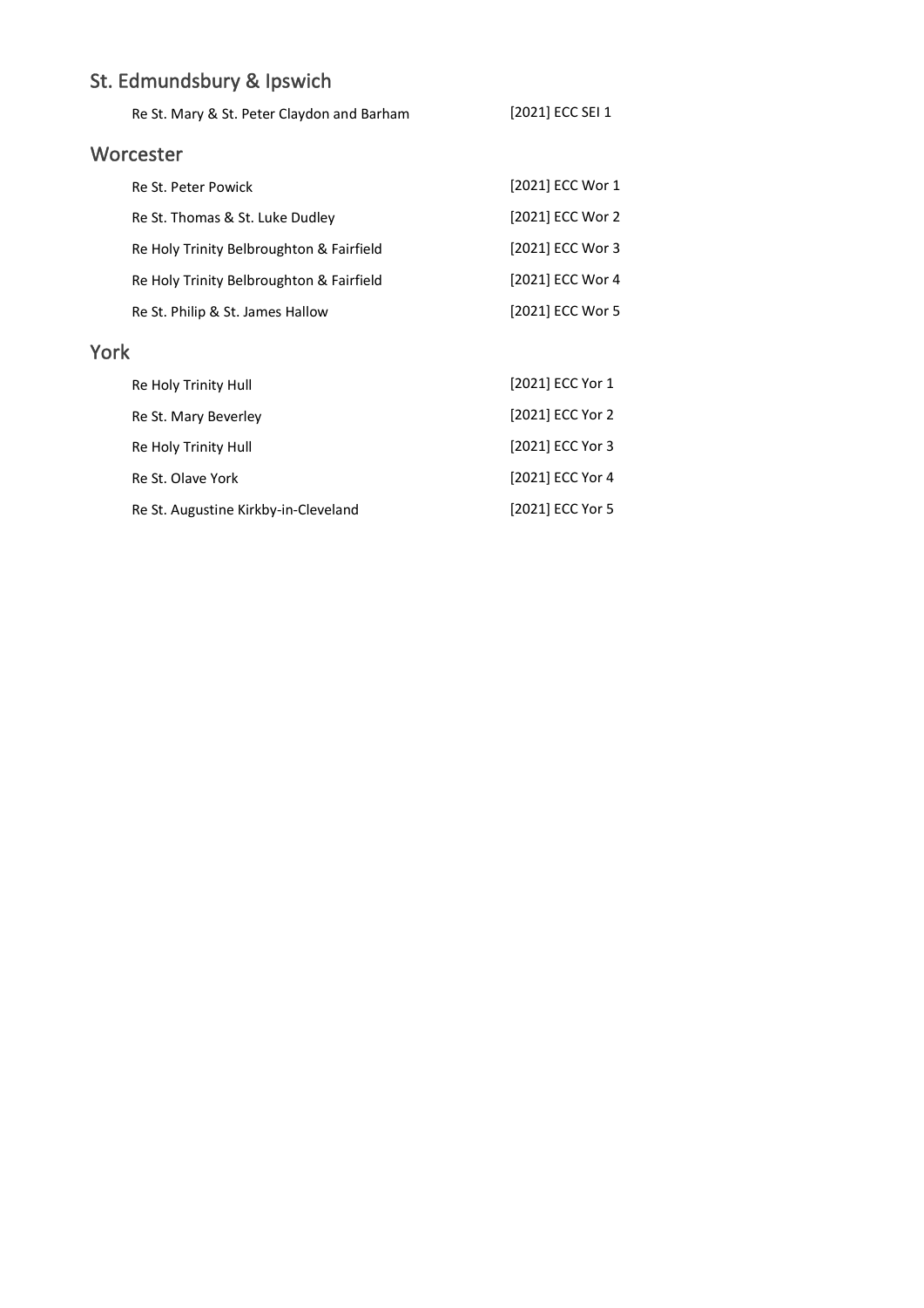## St. Edmundsbury & Ipswich

| | |
|---|---|
| Re St. Mary & St. Peter Claydon and Barham | [2021] ECC SEI 1 |

## Worcester

| | |
|---|---|
| Re St. Peter Powick | [2021] ECC Wor 1 |
| Re St. Thomas & St. Luke Dudley | [2021] ECC Wor 2 |
| Re Holy Trinity Belbroughton & Fairfield | [2021] ECC Wor 3 |
| Re Holy Trinity Belbroughton & Fairfield | [2021] ECC Wor 4 |
| Re St. Philip & St. James Hallow | [2021] ECC Wor 5 |

## York

| | |
|---|---|
| Re Holy Trinity Hull | [2021] ECC Yor 1 |
| Re St. Mary Beverley | [2021] ECC Yor 2 |
| Re Holy Trinity Hull | [2021] ECC Yor 3 |
| Re St. Olave York | [2021] ECC Yor 4 |
| Re St. Augustine Kirkby-in-Cleveland | [2021] ECC Yor 5 |